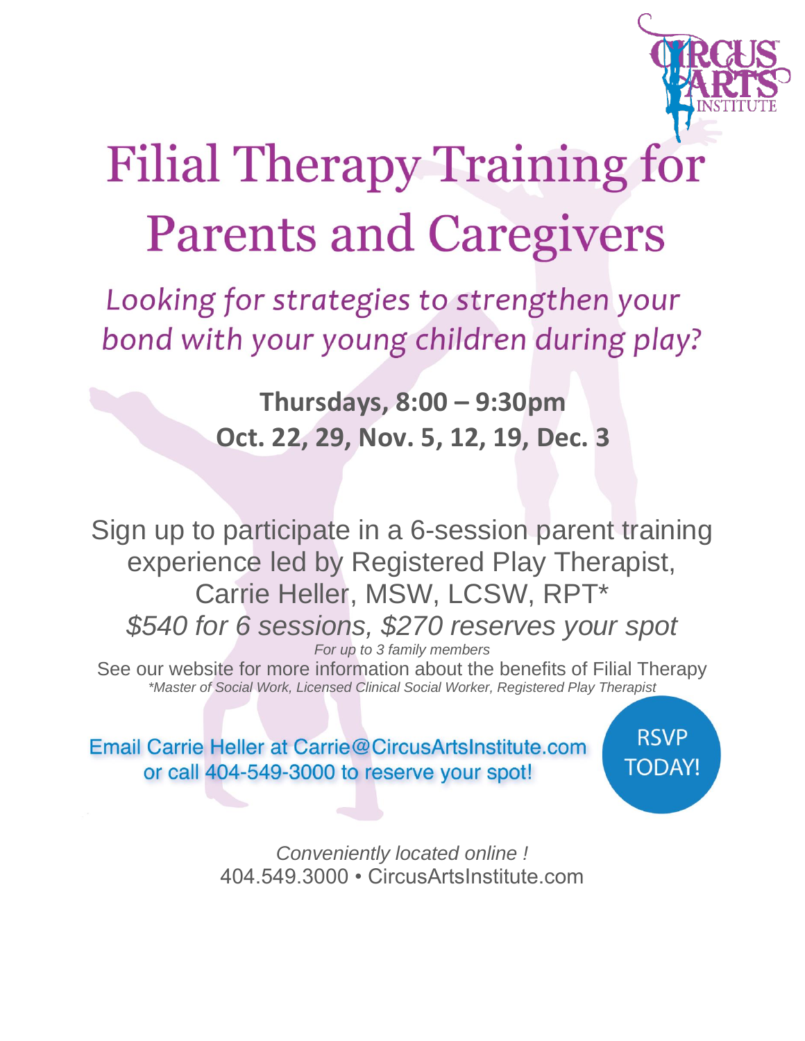# Filial Therapy Training for Parents and Caregivers

*Looking for strategies to strengthen your bond with your young children during play?*

**Thursdays, 8:00 – 9:30pm**
**Oct. 22, 29, Nov. 5, 12, 19, Dec. 3**

Sign up to participate in a 6-session parent training experience led by Registered Play Therapist, Carrie Heller, MSW, LCSW, RPT*

*$540 for 6 sessions, $270 reserves your spot*

*For up to 3 family members*

See our website for more information about the benefits of Filial Therapy

*\*Master of Social Work, Licensed Clinical Social Worker, Registered Play Therapist*

Email Carrie Heller at Carrie@CircusArtsInstitute.com or call 404-549-3000 to reserve your spot!

RSVP TODAY!

*Conveniently located online !*

404.549.3000 • CircusArtsInstitute.com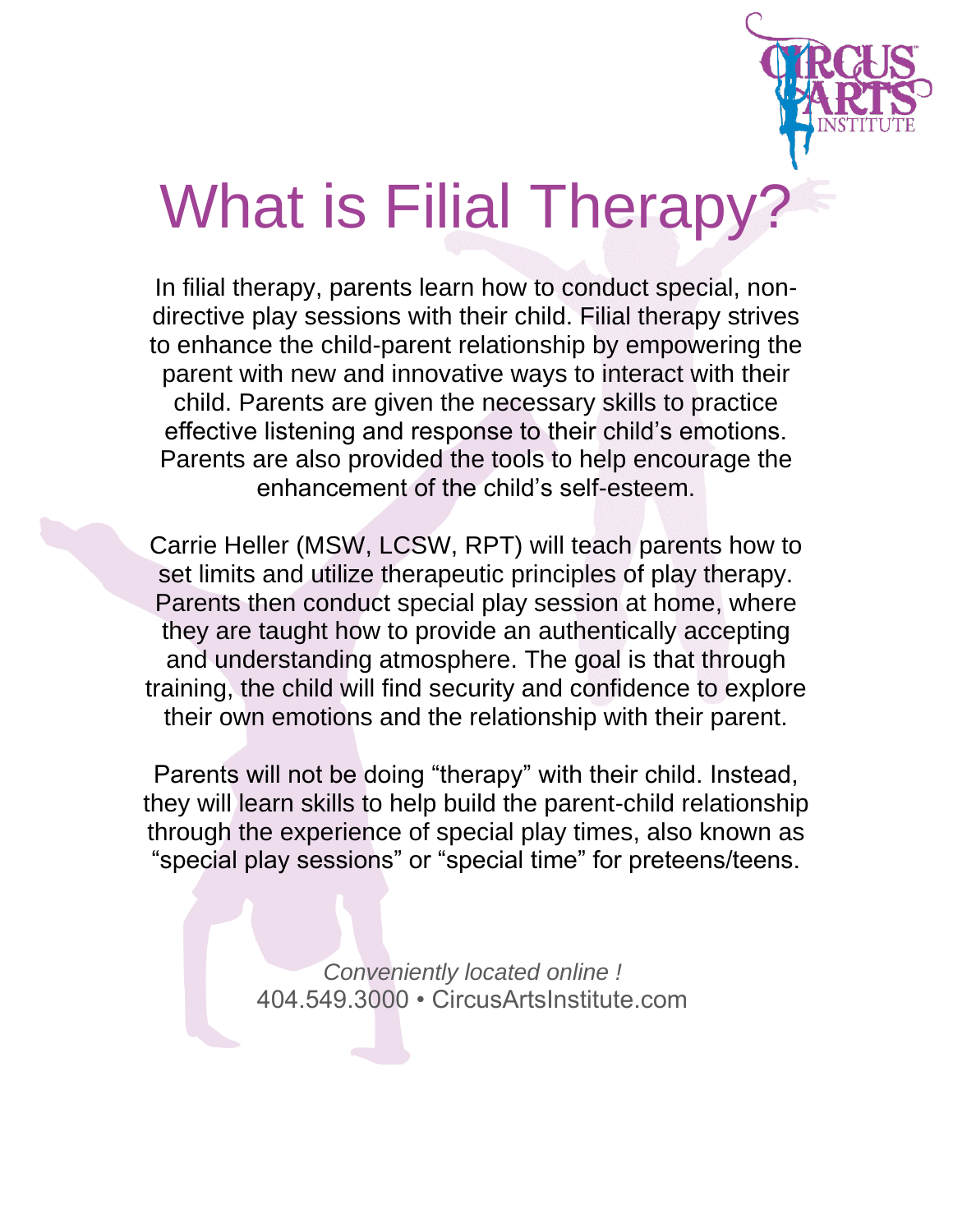# What is Filial Therapy?

In filial therapy, parents learn how to conduct special, non-directive play sessions with their child. Filial therapy strives to enhance the child-parent relationship by empowering the parent with new and innovative ways to interact with their child. Parents are given the necessary skills to practice effective listening and response to their child's emotions. Parents are also provided the tools to help encourage the enhancement of the child's self-esteem.

Carrie Heller (MSW, LCSW, RPT) will teach parents how to set limits and utilize therapeutic principles of play therapy. Parents then conduct special play session at home, where they are taught how to provide an authentically accepting and understanding atmosphere. The goal is that through training, the child will find security and confidence to explore their own emotions and the relationship with their parent.

Parents will not be doing "therapy" with their child. Instead, they will learn skills to help build the parent-child relationship through the experience of special play times, also known as "special play sessions" or "special time" for preteens/teens.

*Conveniently located online !*
404.549.3000 • CircusArtsInstitute.com